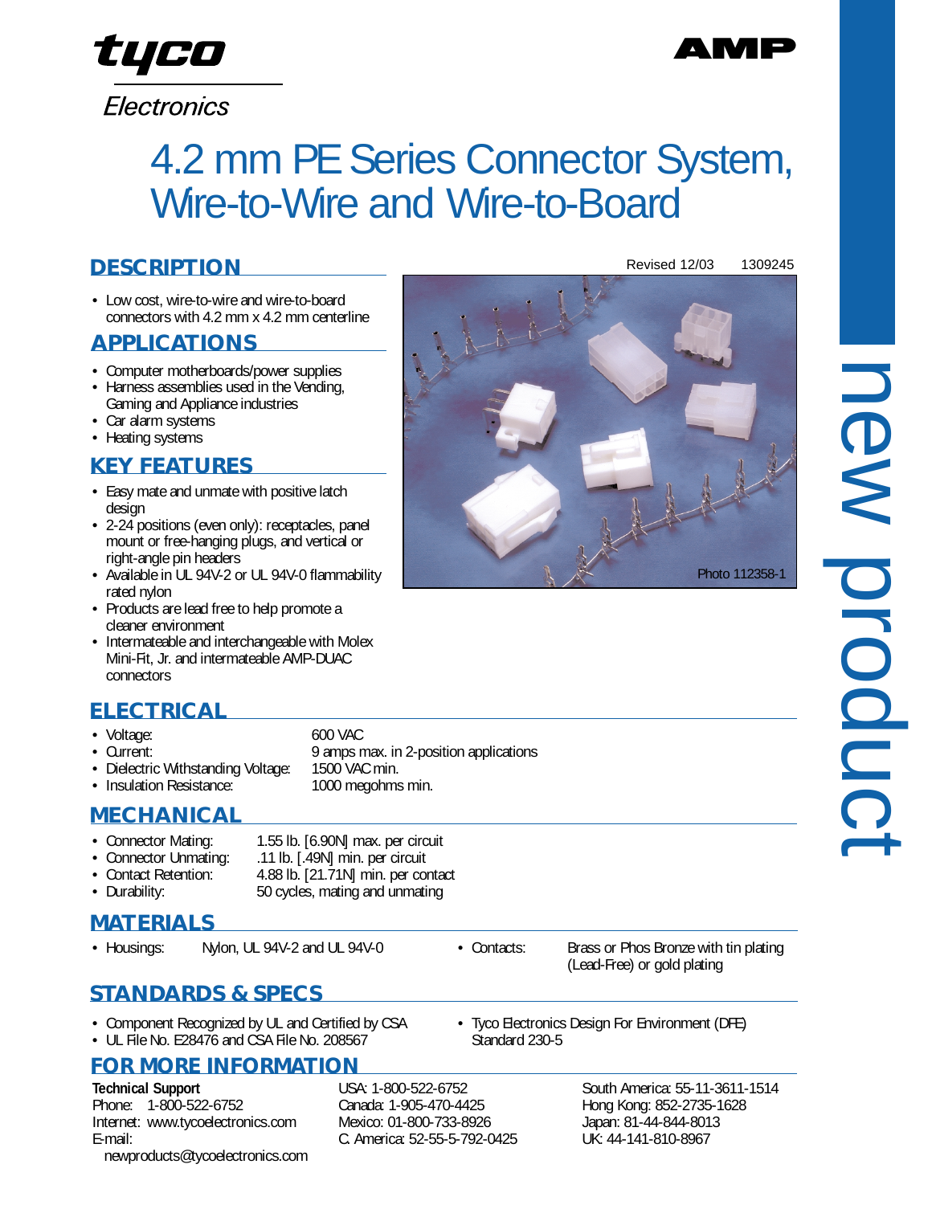tyco Electronics

AMP

# 4.2 mm PE Series Connector System, Wire-to-Wire and Wire-to-Board

Revised 12/03 1309245

new product

## DESCRIPTION

- Low cost, wire-to-wire and wire-to-board connectors with 4.2 mm x 4.2 mm centerline

## APPLICATIONS

- Computer motherboards/power supplies
- Harness assemblies used in the Vending, Gaming and Appliance industries
- Car alarm systems
- Heating systems

## KEY FEATURES

- Easy mate and unmate with positive latch design
- 2-24 positions (even only): receptacles, panel mount or free-hanging plugs, and vertical or right-angle pin headers
- Available in UL 94V-2 or UL 94V-0 flammability rated nylon
- Products are lead free to help promote a cleaner environment
- Intermateable and interchangeable with Molex Mini-Fit, Jr. and intermateable AMP-DUAC connectors

Photo 112358-1

## ELECTRICAL

- Voltage: 600 VAC
- Current: 9 amps max. in 2-position applications
- Dielectric Withstanding Voltage: 1500 VAC min.
- Insulation Resistance: 1000 megohms min.

## MECHANICAL

- Connector Mating: 1.55 lb. [6.90N] max. per circuit
- Connector Unmating: .11 lb. [.49N] min. per circuit
- Contact Retention: 4.88 lb. [21.71N] min. per contact
- Durability: 50 cycles, mating and unmating

## MATERIALS

- Housings: Nylon, UL 94V-2 and UL 94V-0
- Contacts: Brass or Phos Bronze with tin plating (Lead-Free) or gold plating

## STANDARDS & SPECS

- Component Recognized by UL and Certified by CSA
- UL File No. E28476 and CSA File No. 208567
- Tyco Electronics Design For Environment (DFE) Standard 230-5

## FOR MORE INFORMATION

**Technical Support**
Phone: 1-800-522-6752
Internet: www.tycoelectronics.com
E-mail: newproducts@tycoelectronics.com

USA: 1-800-522-6752
Canada: 1-905-470-4425
Mexico: 01-800-733-8926
C. America: 52-55-5-792-0425

South America: 55-11-3611-1514
Hong Kong: 852-2735-1628
Japan: 81-44-844-8013
UK: 44-141-810-8967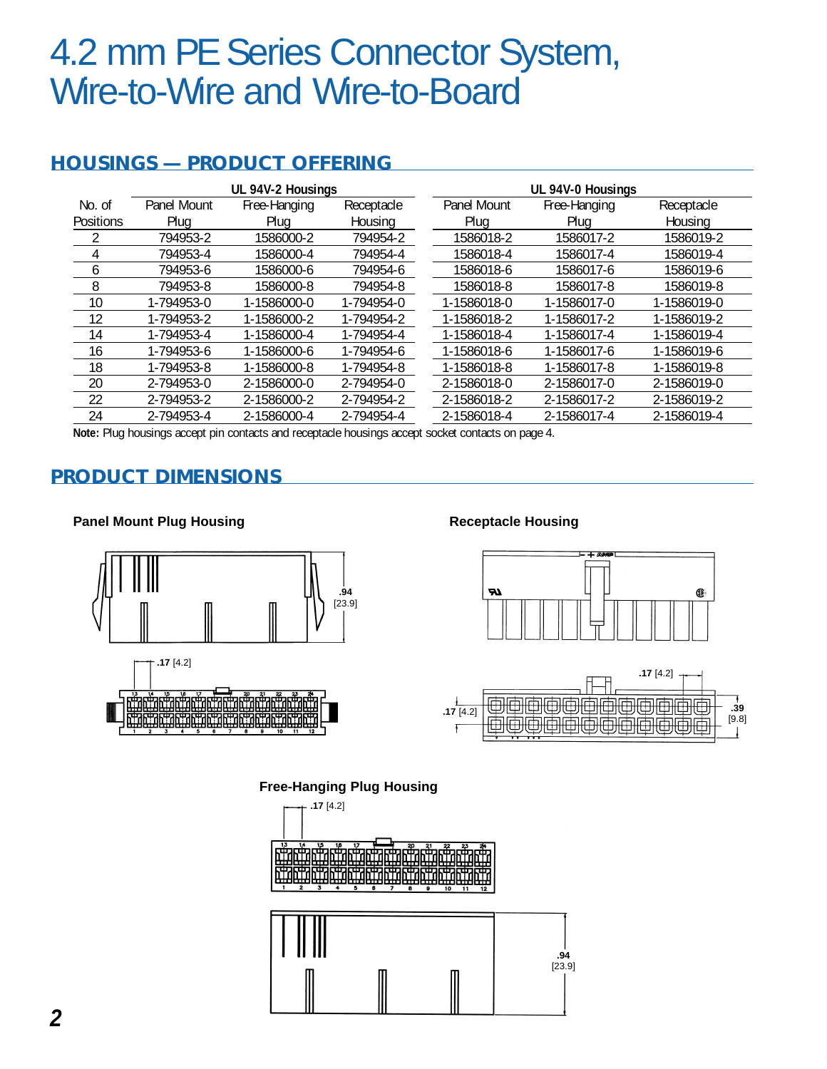# 4.2 mm PE Series Connector System, Wire-to-Wire and Wire-to-Board

## HOUSINGS — PRODUCT OFFERING

| No. of Positions | UL 94V-2 Housings | | | UL 94V-0 Housings | | |
|---|---|---|---|---|---|---|
| | Panel Mount Plug | Free-Hanging Plug | Receptacle Housing | Panel Mount Plug | Free-Hanging Plug | Receptacle Housing |
| 2 | 794953-2 | 1586000-2 | 794954-2 | 1586018-2 | 1586017-2 | 1586019-2 |
| 4 | 794953-4 | 1586000-4 | 794954-4 | 1586018-4 | 1586017-4 | 1586019-4 |
| 6 | 794953-6 | 1586000-6 | 794954-6 | 1586018-6 | 1586017-6 | 1586019-6 |
| 8 | 794953-8 | 1586000-8 | 794954-8 | 1586018-8 | 1586017-8 | 1586019-8 |
| 10 | 1-794953-0 | 1-1586000-0 | 1-794954-0 | 1-1586018-0 | 1-1586017-0 | 1-1586019-0 |
| 12 | 1-794953-2 | 1-1586000-2 | 1-794954-2 | 1-1586018-2 | 1-1586017-2 | 1-1586019-2 |
| 14 | 1-794953-4 | 1-1586000-4 | 1-794954-4 | 1-1586018-4 | 1-1586017-4 | 1-1586019-4 |
| 16 | 1-794953-6 | 1-1586000-6 | 1-794954-6 | 1-1586018-6 | 1-1586017-6 | 1-1586019-6 |
| 18 | 1-794953-8 | 1-1586000-8 | 1-794954-8 | 1-1586018-8 | 1-1586017-8 | 1-1586019-8 |
| 20 | 2-794953-0 | 2-1586000-0 | 2-794954-0 | 2-1586018-0 | 2-1586017-0 | 2-1586019-0 |
| 22 | 2-794953-2 | 2-1586000-2 | 2-794954-2 | 2-1586018-2 | 2-1586017-2 | 2-1586019-2 |
| 24 | 2-794953-4 | 2-1586000-4 | 2-794954-4 | 2-1586018-4 | 2-1586017-4 | 2-1586019-4 |

**Note:** Plug housings accept pin contacts and receptacle housings accept socket contacts on page 4.

## PRODUCT DIMENSIONS

**Panel Mount Plug Housing**

.94 [23.9]

.17 [4.2]

**Receptacle Housing**

.17 [4.2]

.17 [4.2]

.39 [9.8]

**Free-Hanging Plug Housing**

.17 [4.2]

.94 [23.9]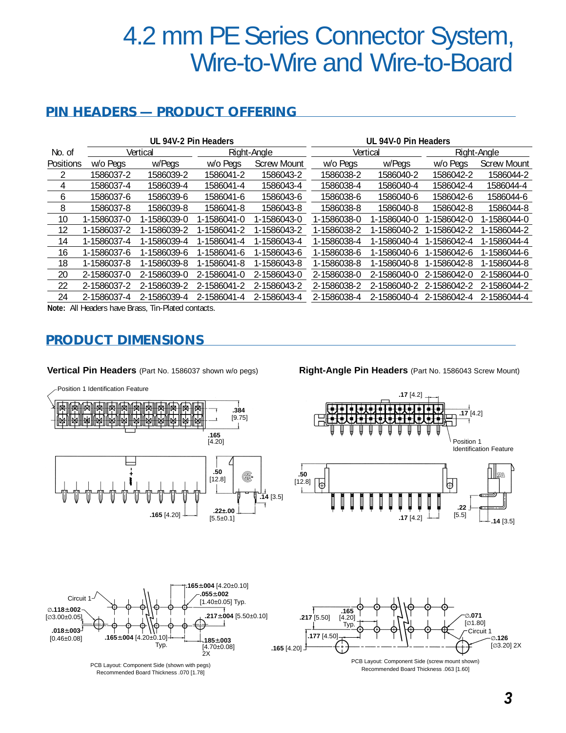# 4.2 mm PE Series Connector System, Wire-to-Wire and Wire-to-Board

## PIN HEADERS — PRODUCT OFFERING

| No. of Positions | UL 94V-2 Pin Headers | | | | UL 94V-0 Pin Headers | | | |
|---|---|---|---|---|---|---|---|---|
| | Vertical | | Right-Angle | | Vertical | | Right-Angle | |
| | w/o Pegs | w/Pegs | w/o Pegs | Screw Mount | w/o Pegs | w/Pegs | w/o Pegs | Screw Mount |
| 2 | 1586037-2 | 1586039-2 | 1586041-2 | 1586043-2 | 1586038-2 | 1586040-2 | 1586042-2 | 1586044-2 |
| 4 | 1586037-4 | 1586039-4 | 1586041-4 | 1586043-4 | 1586038-4 | 1586040-4 | 1586042-4 | 1586044-4 |
| 6 | 1586037-6 | 1586039-6 | 1586041-6 | 1586043-6 | 1586038-6 | 1586040-6 | 1586042-6 | 1586044-6 |
| 8 | 1586037-8 | 1586039-8 | 1586041-8 | 1586043-8 | 1586038-8 | 1586040-8 | 1586042-8 | 1586044-8 |
| 10 | 1-1586037-0 | 1-1586039-0 | 1-1586041-0 | 1-1586043-0 | 1-1586038-0 | 1-1586040-0 | 1-1586042-0 | 1-1586044-0 |
| 12 | 1-1586037-2 | 1-1586039-2 | 1-1586041-2 | 1-1586043-2 | 1-1586038-2 | 1-1586040-2 | 1-1586042-2 | 1-1586044-2 |
| 14 | 1-1586037-4 | 1-1586039-4 | 1-1586041-4 | 1-1586043-4 | 1-1586038-4 | 1-1586040-4 | 1-1586042-4 | 1-1586044-4 |
| 16 | 1-1586037-6 | 1-1586039-6 | 1-1586041-6 | 1-1586043-6 | 1-1586038-6 | 1-1586040-6 | 1-1586042-6 | 1-1586044-6 |
| 18 | 1-1586037-8 | 1-1586039-8 | 1-1586041-8 | 1-1586043-8 | 1-1586038-8 | 1-1586040-8 | 1-1586042-8 | 1-1586044-8 |
| 20 | 2-1586037-0 | 2-1586039-0 | 2-1586041-0 | 2-1586043-0 | 2-1586038-0 | 2-1586040-0 | 2-1586042-0 | 2-1586044-0 |
| 22 | 2-1586037-2 | 2-1586039-2 | 2-1586041-2 | 2-1586043-2 | 2-1586038-2 | 2-1586040-2 | 2-1586042-2 | 2-1586044-2 |
| 24 | 2-1586037-4 | 2-1586039-4 | 2-1586041-4 | 2-1586043-4 | 2-1586038-4 | 2-1586040-4 | 2-1586042-4 | 2-1586044-4 |

**Note:** All Headers have Brass, Tin-Plated contacts.

## PRODUCT DIMENSIONS

**Vertical Pin Headers** (Part No. 1586037 shown w/o pegs)

Position 1 Identification Feature

.384 [9.75]

.165 [4.20]

.50 [12.8]

.14 [3.5]

.22±.00 [5.5±0.1]

.165 [4.20]

**Right-Angle Pin Headers** (Part No. 1586043 Screw Mount)

.17 [4.2]

.17 [4.2]

Position 1 Identification Feature

.50 [12.8]

.22 [5.5]

.17 [4.2]

.14 [3.5]

Circuit 1

∅.118±.002 [∅3.00±0.05]

.018±.003 [0.46±0.08]

.165±.004 [4.20±0.10] Typ.

.165±.004 [4.20±0.10]

.055±.002 [1.40±0.05] Typ.

.217±.004 [5.50±0.10]

.185±.003 [4.70±0.08] 2X

PCB Layout: Component Side (shown with pegs)
Recommended Board Thickness .070 [1.78]

.217 [5.50]

.165 [4.20] Typ.

.177 [4.50]

.165 [4.20]

∅.071 [∅1.80]

Circuit 1

∅.126 [∅3.20] 2X

PCB Layout: Component Side (screw mount shown)
Recommended Board Thickness .063 [1.60]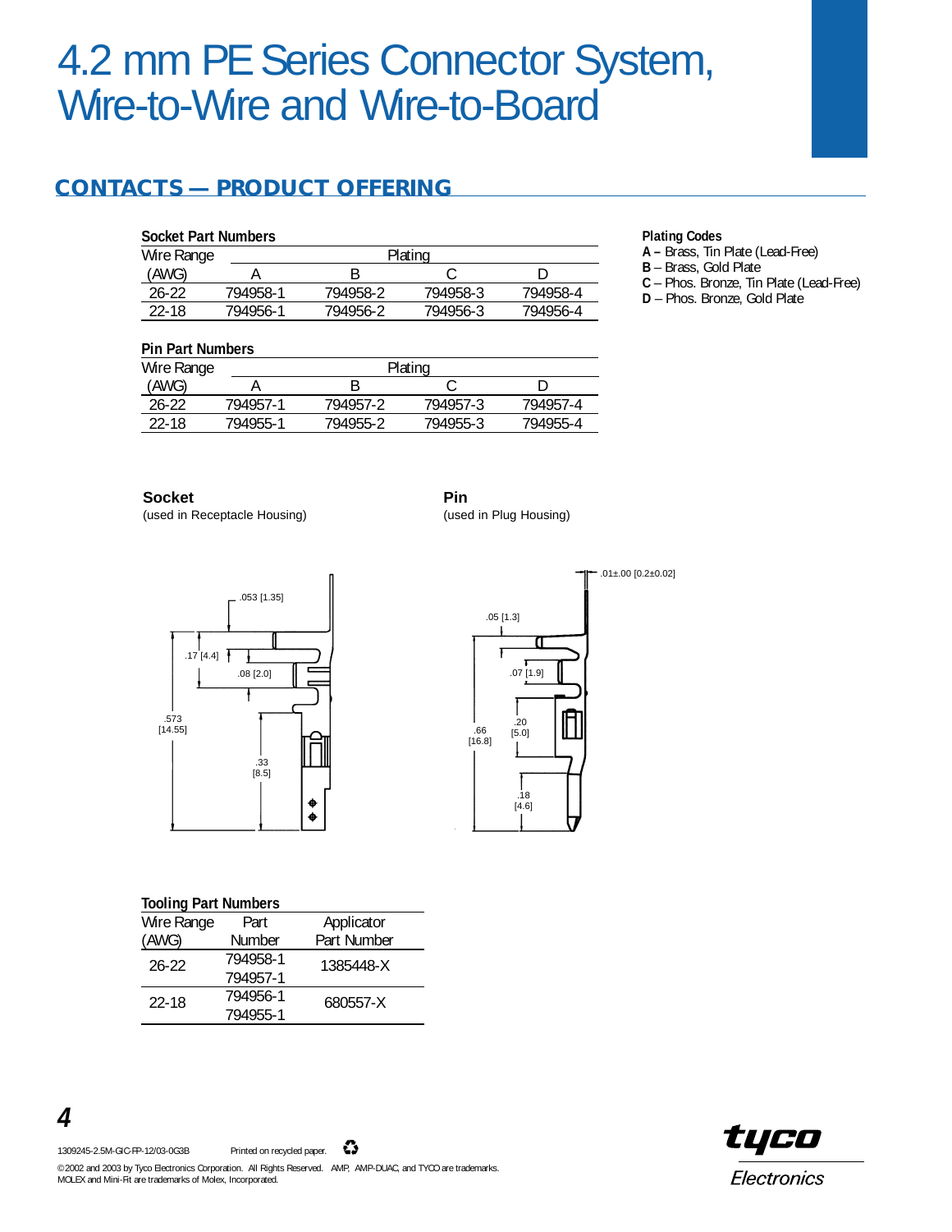# 4.2 mm PE Series Connector System, Wire-to-Wire and Wire-to-Board

## CONTACTS — PRODUCT OFFERING

**Socket Part Numbers**

| Wire Range | Plating | | | |
|---|---|---|---|---|
| (AWG) | A | B | C | D |
| 26-22 | 794958-1 | 794958-2 | 794958-3 | 794958-4 |
| 22-18 | 794956-1 | 794956-2 | 794956-3 | 794956-4 |

**Plating Codes**

**A –** Brass, Tin Plate (Lead-Free)
**B** – Brass, Gold Plate
**C** – Phos. Bronze, Tin Plate (Lead-Free)
**D** – Phos. Bronze, Gold Plate

**Pin Part Numbers**

| Wire Range | Plating | | | |
|---|---|---|---|---|
| (AWG) | A | B | C | D |
| 26-22 | 794957-1 | 794957-2 | 794957-3 | 794957-4 |
| 22-18 | 794955-1 | 794955-2 | 794955-3 | 794955-4 |

**Socket**
(used in Receptacle Housing)

.053 [1.35]
.17 [4.4]
.08 [2.0]
.573 [14.55]
.33 [8.5]

**Pin**
(used in Plug Housing)

.01±.00 [0.2±0.02]
.05 [1.3]
.07 [1.9]
.20 [5.0]
.66 [16.8]
.18 [4.6]

**Tooling Part Numbers**

| Wire Range (AWG) | Part Number | Applicator Part Number |
|---|---|---|
| 26-22 | 794958-1<br>794957-1 | 1385448-X |
| 22-18 | 794956-1<br>794955-1 | 680557-X |

1309245-2.5M-GIC-FP-12/03-0G3B Printed on recycled paper.

©2002 and 2003 by Tyco Electronics Corporation. All Rights Reserved. AMP, AMP-DUAC, and TYCO are trademarks.
MOLEX and Mini-Fit are trademarks of Molex, Incorporated.

tyco Electronics